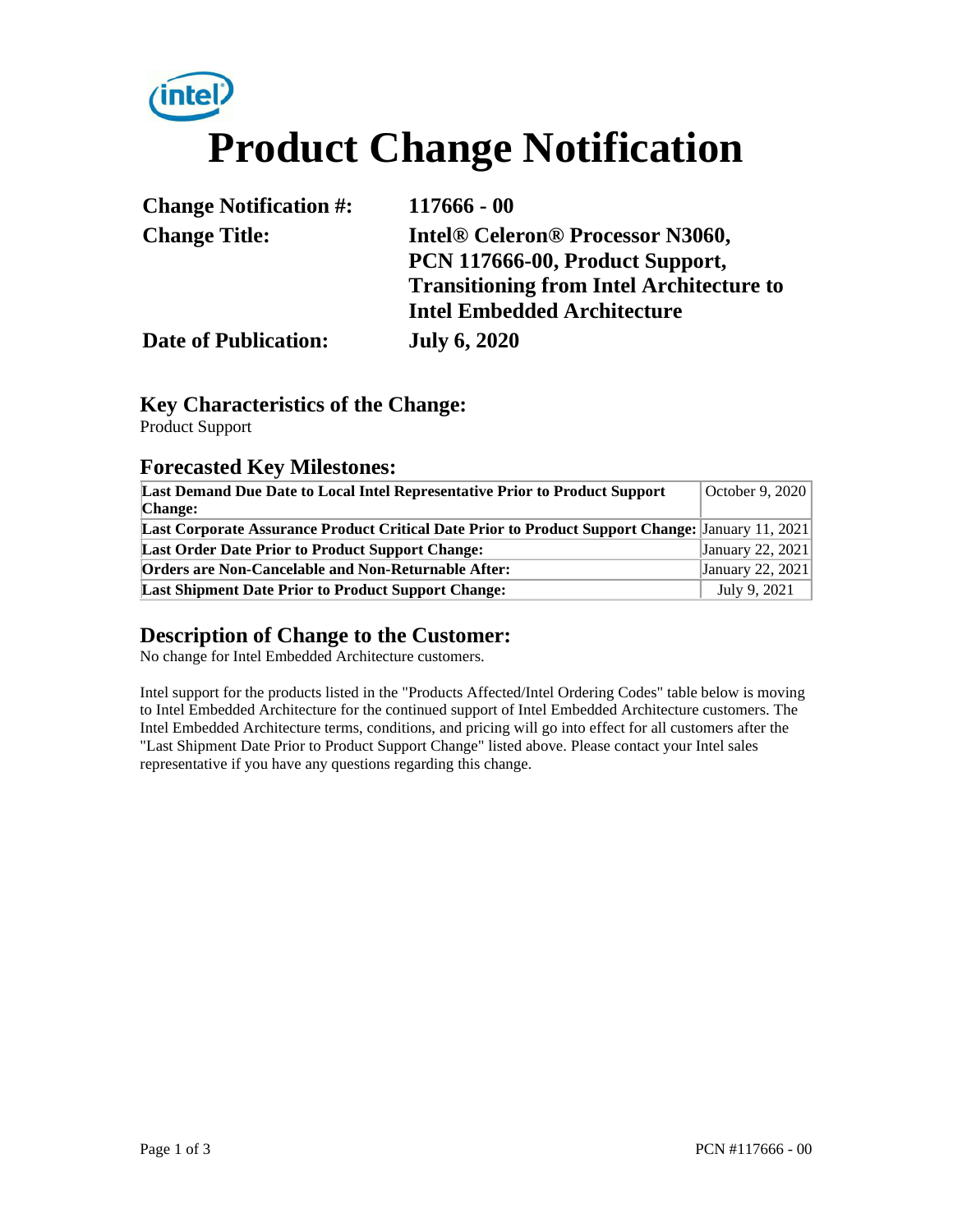# Product Change Notification

| | |
|---|---|
| **Change Notification #:** | **117666 - 00** |
| **Change Title:** | **Intel® Celeron® Processor N3060, PCN 117666-00, Product Support, Transitioning from Intel Architecture to Intel Embedded Architecture** |
| **Date of Publication:** | **July 6, 2020** |

## Key Characteristics of the Change:

Product Support

## Forecasted Key Milestones:

| | |
|---|---|
| **Last Demand Due Date to Local Intel Representative Prior to Product Support Change:** | October 9, 2020 |
| **Last Corporate Assurance Product Critical Date Prior to Product Support Change:** | January 11, 2021 |
| **Last Order Date Prior to Product Support Change:** | January 22, 2021 |
| **Orders are Non-Cancelable and Non-Returnable After:** | January 22, 2021 |
| **Last Shipment Date Prior to Product Support Change:** | July 9, 2021 |

## Description of Change to the Customer:

No change for Intel Embedded Architecture customers.

Intel support for the products listed in the "Products Affected/Intel Ordering Codes" table below is moving to Intel Embedded Architecture for the continued support of Intel Embedded Architecture customers. The Intel Embedded Architecture terms, conditions, and pricing will go into effect for all customers after the "Last Shipment Date Prior to Product Support Change" listed above. Please contact your Intel sales representative if you have any questions regarding this change.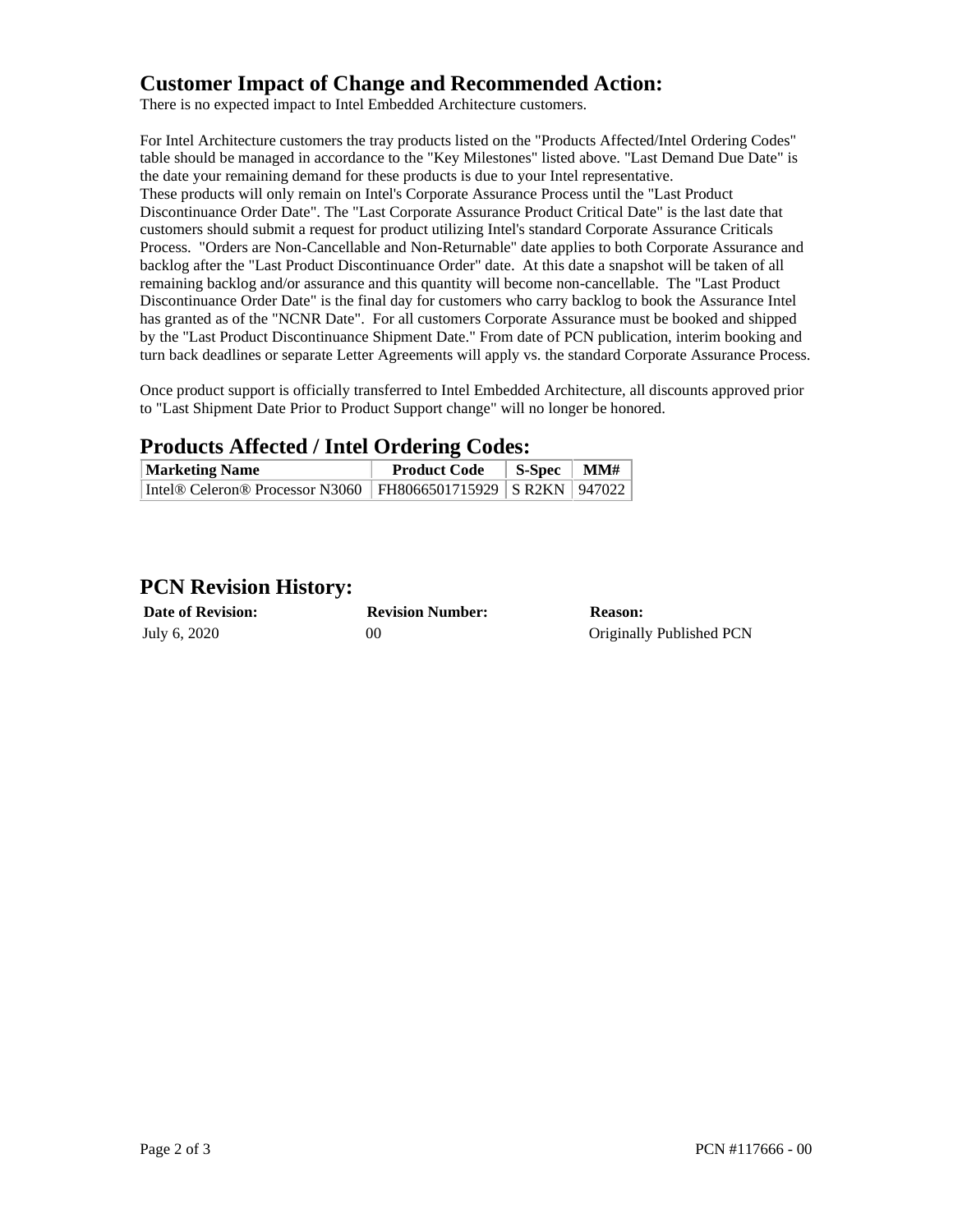## Customer Impact of Change and Recommended Action:

There is no expected impact to Intel Embedded Architecture customers.

For Intel Architecture customers the tray products listed on the "Products Affected/Intel Ordering Codes" table should be managed in accordance to the "Key Milestones" listed above. "Last Demand Due Date" is the date your remaining demand for these products is due to your Intel representative.
These products will only remain on Intel's Corporate Assurance Process until the "Last Product Discontinuance Order Date". The "Last Corporate Assurance Product Critical Date" is the last date that customers should submit a request for product utilizing Intel's standard Corporate Assurance Criticals Process. "Orders are Non-Cancellable and Non-Returnable" date applies to both Corporate Assurance and backlog after the "Last Product Discontinuance Order" date. At this date a snapshot will be taken of all remaining backlog and/or assurance and this quantity will become non-cancellable. The "Last Product Discontinuance Order Date" is the final day for customers who carry backlog to book the Assurance Intel has granted as of the "NCNR Date". For all customers Corporate Assurance must be booked and shipped by the "Last Product Discontinuance Shipment Date." From date of PCN publication, interim booking and turn back deadlines or separate Letter Agreements will apply vs. the standard Corporate Assurance Process.

Once product support is officially transferred to Intel Embedded Architecture, all discounts approved prior to "Last Shipment Date Prior to Product Support change" will no longer be honored.

## Products Affected / Intel Ordering Codes:

| Marketing Name | Product Code | S-Spec | MM# |
|---|---|---|---|
| Intel® Celeron® Processor N3060 | FH8066501715929 | S R2KN | 947022 |

## PCN Revision History:

| Date of Revision: | Revision Number: | Reason: |
|---|---|---|
| July 6, 2020 | 00 | Originally Published PCN |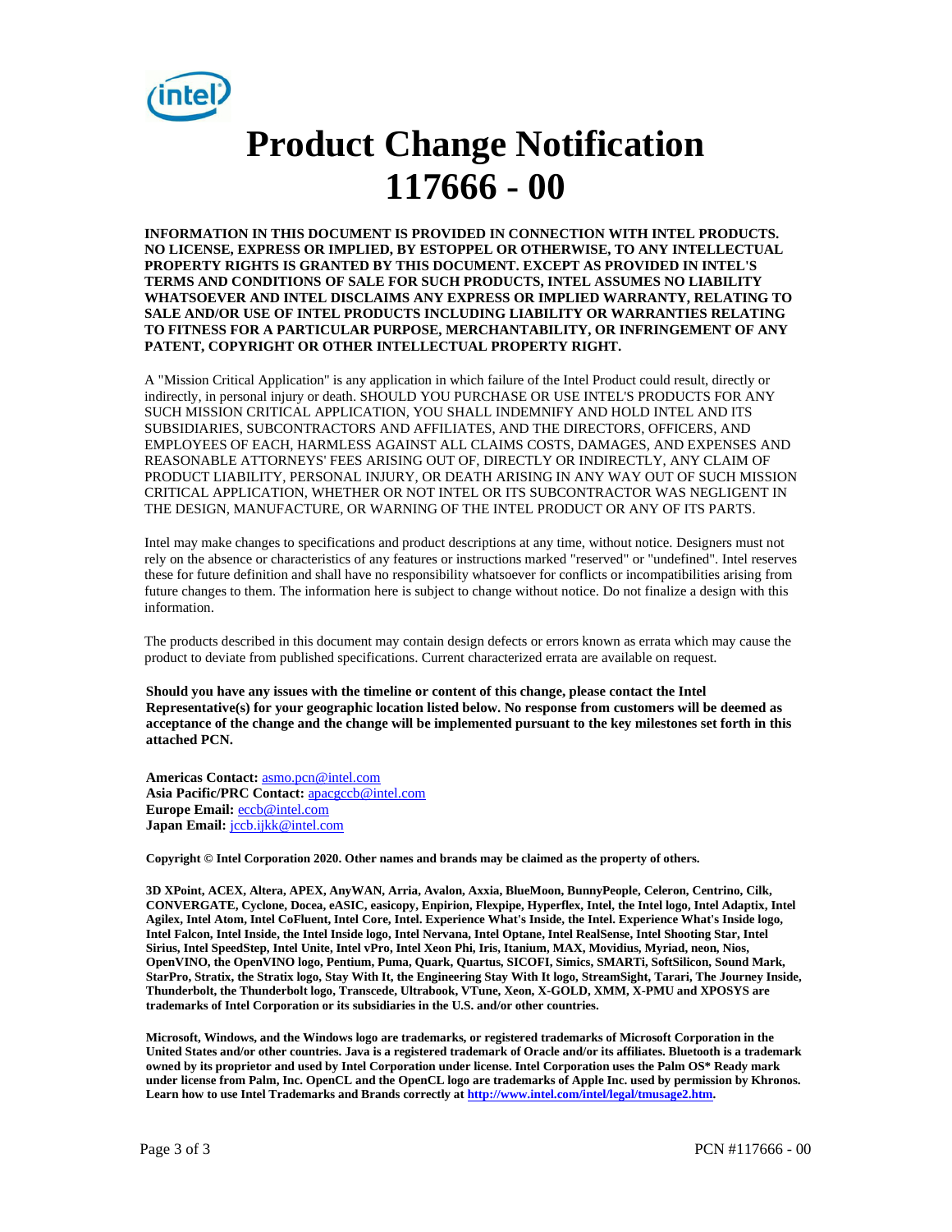# Product Change Notification 117666 - 00

**INFORMATION IN THIS DOCUMENT IS PROVIDED IN CONNECTION WITH INTEL PRODUCTS. NO LICENSE, EXPRESS OR IMPLIED, BY ESTOPPEL OR OTHERWISE, TO ANY INTELLECTUAL PROPERTY RIGHTS IS GRANTED BY THIS DOCUMENT. EXCEPT AS PROVIDED IN INTEL'S TERMS AND CONDITIONS OF SALE FOR SUCH PRODUCTS, INTEL ASSUMES NO LIABILITY WHATSOEVER AND INTEL DISCLAIMS ANY EXPRESS OR IMPLIED WARRANTY, RELATING TO SALE AND/OR USE OF INTEL PRODUCTS INCLUDING LIABILITY OR WARRANTIES RELATING TO FITNESS FOR A PARTICULAR PURPOSE, MERCHANTABILITY, OR INFRINGEMENT OF ANY PATENT, COPYRIGHT OR OTHER INTELLECTUAL PROPERTY RIGHT.**

A "Mission Critical Application" is any application in which failure of the Intel Product could result, directly or indirectly, in personal injury or death. SHOULD YOU PURCHASE OR USE INTEL'S PRODUCTS FOR ANY SUCH MISSION CRITICAL APPLICATION, YOU SHALL INDEMNIFY AND HOLD INTEL AND ITS SUBSIDIARIES, SUBCONTRACTORS AND AFFILIATES, AND THE DIRECTORS, OFFICERS, AND EMPLOYEES OF EACH, HARMLESS AGAINST ALL CLAIMS COSTS, DAMAGES, AND EXPENSES AND REASONABLE ATTORNEYS' FEES ARISING OUT OF, DIRECTLY OR INDIRECTLY, ANY CLAIM OF PRODUCT LIABILITY, PERSONAL INJURY, OR DEATH ARISING IN ANY WAY OUT OF SUCH MISSION CRITICAL APPLICATION, WHETHER OR NOT INTEL OR ITS SUBCONTRACTOR WAS NEGLIGENT IN THE DESIGN, MANUFACTURE, OR WARNING OF THE INTEL PRODUCT OR ANY OF ITS PARTS.

Intel may make changes to specifications and product descriptions at any time, without notice. Designers must not rely on the absence or characteristics of any features or instructions marked "reserved" or "undefined". Intel reserves these for future definition and shall have no responsibility whatsoever for conflicts or incompatibilities arising from future changes to them. The information here is subject to change without notice. Do not finalize a design with this information.

The products described in this document may contain design defects or errors known as errata which may cause the product to deviate from published specifications. Current characterized errata are available on request.

**Should you have any issues with the timeline or content of this change, please contact the Intel Representative(s) for your geographic location listed below. No response from customers will be deemed as acceptance of the change and the change will be implemented pursuant to the key milestones set forth in this attached PCN.**

**Americas Contact:** asmo.pcn@intel.com
**Asia Pacific/PRC Contact:** apacgccb@intel.com
**Europe Email:** eccb@intel.com
**Japan Email:** jccb.ijkk@intel.com

**Copyright © Intel Corporation 2020. Other names and brands may be claimed as the property of others.**

**3D XPoint, ACEX, Altera, APEX, AnyWAN, Arria, Avalon, Axxia, BlueMoon, BunnyPeople, Celeron, Centrino, Cilk, CONVERGATE, Cyclone, Docea, eASIC, easicopy, Enpirion, Flexpipe, Hyperflex, Intel, the Intel logo, Intel Adaptix, Intel Agilex, Intel Atom, Intel CoFluent, Intel Core, Intel. Experience What's Inside, the Intel. Experience What's Inside logo, Intel Falcon, Intel Inside, the Intel Inside logo, Intel Nervana, Intel Optane, Intel RealSense, Intel Shooting Star, Intel Sirius, Intel SpeedStep, Intel Unite, Intel vPro, Intel Xeon Phi, Iris, Itanium, MAX, Movidius, Myriad, neon, Nios, OpenVINO, the OpenVINO logo, Pentium, Puma, Quark, Quartus, SICOFI, Simics, SMARTi, SoftSilicon, Sound Mark, StarPro, Stratix, the Stratix logo, Stay With It, the Engineering Stay With It logo, StreamSight, Tarari, The Journey Inside, Thunderbolt, the Thunderbolt logo, Transcede, Ultrabook, VTune, Xeon, X-GOLD, XMM, X-PMU and XPOSYS are trademarks of Intel Corporation or its subsidiaries in the U.S. and/or other countries.**

**Microsoft, Windows, and the Windows logo are trademarks, or registered trademarks of Microsoft Corporation in the United States and/or other countries. Java is a registered trademark of Oracle and/or its affiliates. Bluetooth is a trademark owned by its proprietor and used by Intel Corporation under license. Intel Corporation uses the Palm OS* Ready mark under license from Palm, Inc. OpenCL and the OpenCL logo are trademarks of Apple Inc. used by permission by Khronos. Learn how to use Intel Trademarks and Brands correctly at http://www.intel.com/intel/legal/tmusage2.htm.**